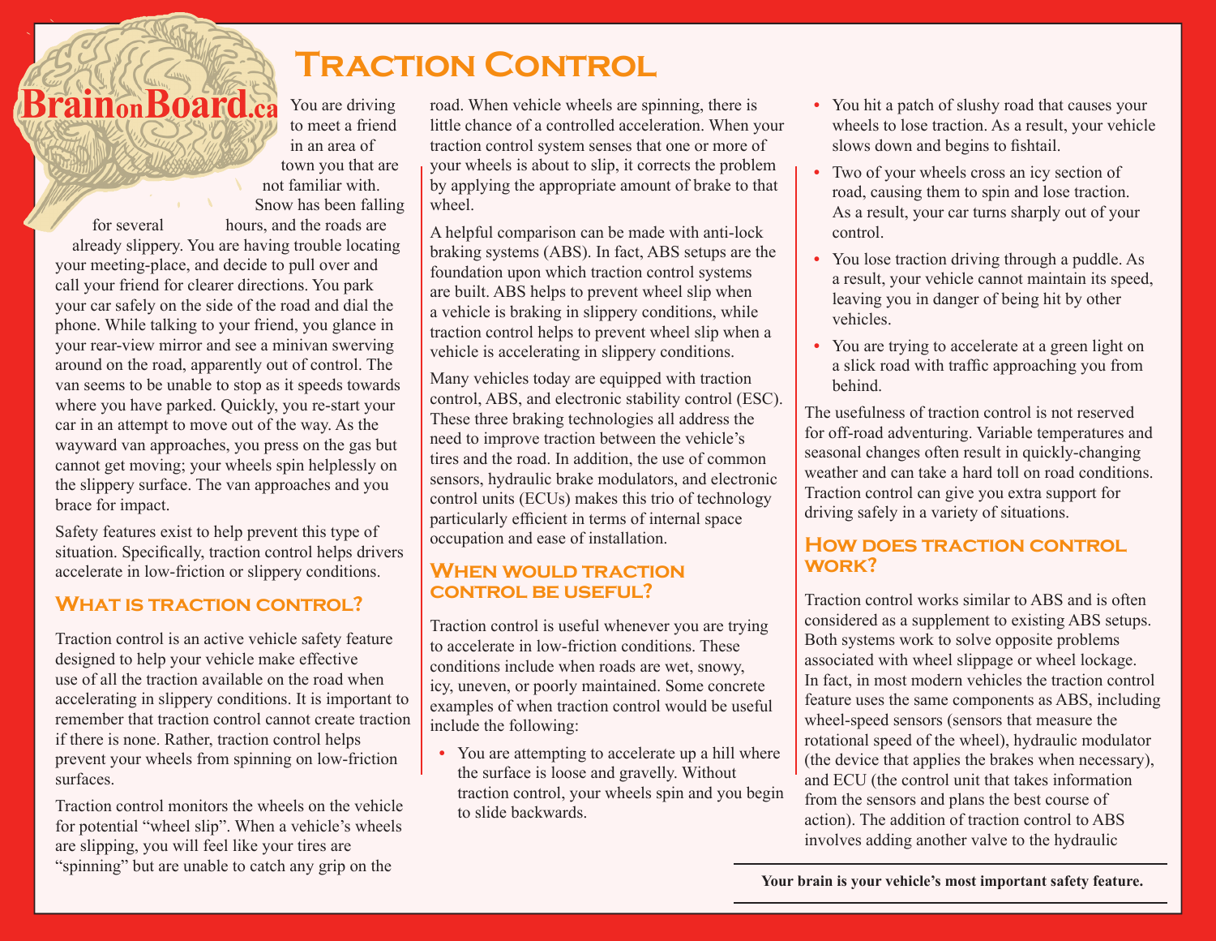# Traction Control

BrainonBoard.ca

You are driving to meet a friend in an area of town you that are not familiar with. Snow has been falling for several hours, and the roads are already slippery. You are having trouble locating your meeting-place, and decide to pull over and call your friend for clearer directions. You park your car safely on the side of the road and dial the phone. While talking to your friend, you glance in your rear-view mirror and see a minivan swerving around on the road, apparently out of control. The van seems to be unable to stop as it speeds towards where you have parked. Quickly, you re-start your car in an attempt to move out of the way. As the wayward van approaches, you press on the gas but cannot get moving; your wheels spin helplessly on the slippery surface. The van approaches and you brace for impact.

Safety features exist to help prevent this type of situation. Specifically, traction control helps drivers accelerate in low-friction or slippery conditions.

## What is traction control?

Traction control is an active vehicle safety feature designed to help your vehicle make effective use of all the traction available on the road when accelerating in slippery conditions. It is important to remember that traction control cannot create traction if there is none. Rather, traction control helps prevent your wheels from spinning on low-friction surfaces.

Traction control monitors the wheels on the vehicle for potential "wheel slip". When a vehicle's wheels are slipping, you will feel like your tires are "spinning" but are unable to catch any grip on the road. When vehicle wheels are spinning, there is little chance of a controlled acceleration. When your traction control system senses that one or more of your wheels is about to slip, it corrects the problem by applying the appropriate amount of brake to that wheel.

A helpful comparison can be made with anti-lock braking systems (ABS). In fact, ABS setups are the foundation upon which traction control systems are built. ABS helps to prevent wheel slip when a vehicle is braking in slippery conditions, while traction control helps to prevent wheel slip when a vehicle is accelerating in slippery conditions.

Many vehicles today are equipped with traction control, ABS, and electronic stability control (ESC). These three braking technologies all address the need to improve traction between the vehicle's tires and the road. In addition, the use of common sensors, hydraulic brake modulators, and electronic control units (ECUs) makes this trio of technology particularly efficient in terms of internal space occupation and ease of installation.

## When would traction control be useful?

Traction control is useful whenever you are trying to accelerate in low-friction conditions. These conditions include when roads are wet, snowy, icy, uneven, or poorly maintained. Some concrete examples of when traction control would be useful include the following:

- You are attempting to accelerate up a hill where the surface is loose and gravelly. Without traction control, your wheels spin and you begin to slide backwards.
- You hit a patch of slushy road that causes your wheels to lose traction. As a result, your vehicle slows down and begins to fishtail.
- Two of your wheels cross an icy section of road, causing them to spin and lose traction. As a result, your car turns sharply out of your control.
- You lose traction driving through a puddle. As a result, your vehicle cannot maintain its speed, leaving you in danger of being hit by other vehicles.
- You are trying to accelerate at a green light on a slick road with traffic approaching you from behind.

The usefulness of traction control is not reserved for off-road adventuring. Variable temperatures and seasonal changes often result in quickly-changing weather and can take a hard toll on road conditions. Traction control can give you extra support for driving safely in a variety of situations.

## How does traction control work?

Traction control works similar to ABS and is often considered as a supplement to existing ABS setups. Both systems work to solve opposite problems associated with wheel slippage or wheel lockage. In fact, in most modern vehicles the traction control feature uses the same components as ABS, including wheel-speed sensors (sensors that measure the rotational speed of the wheel), hydraulic modulator (the device that applies the brakes when necessary), and ECU (the control unit that takes information from the sensors and plans the best course of action). The addition of traction control to ABS involves adding another valve to the hydraulic

**Your brain is your vehicle's most important safety feature.**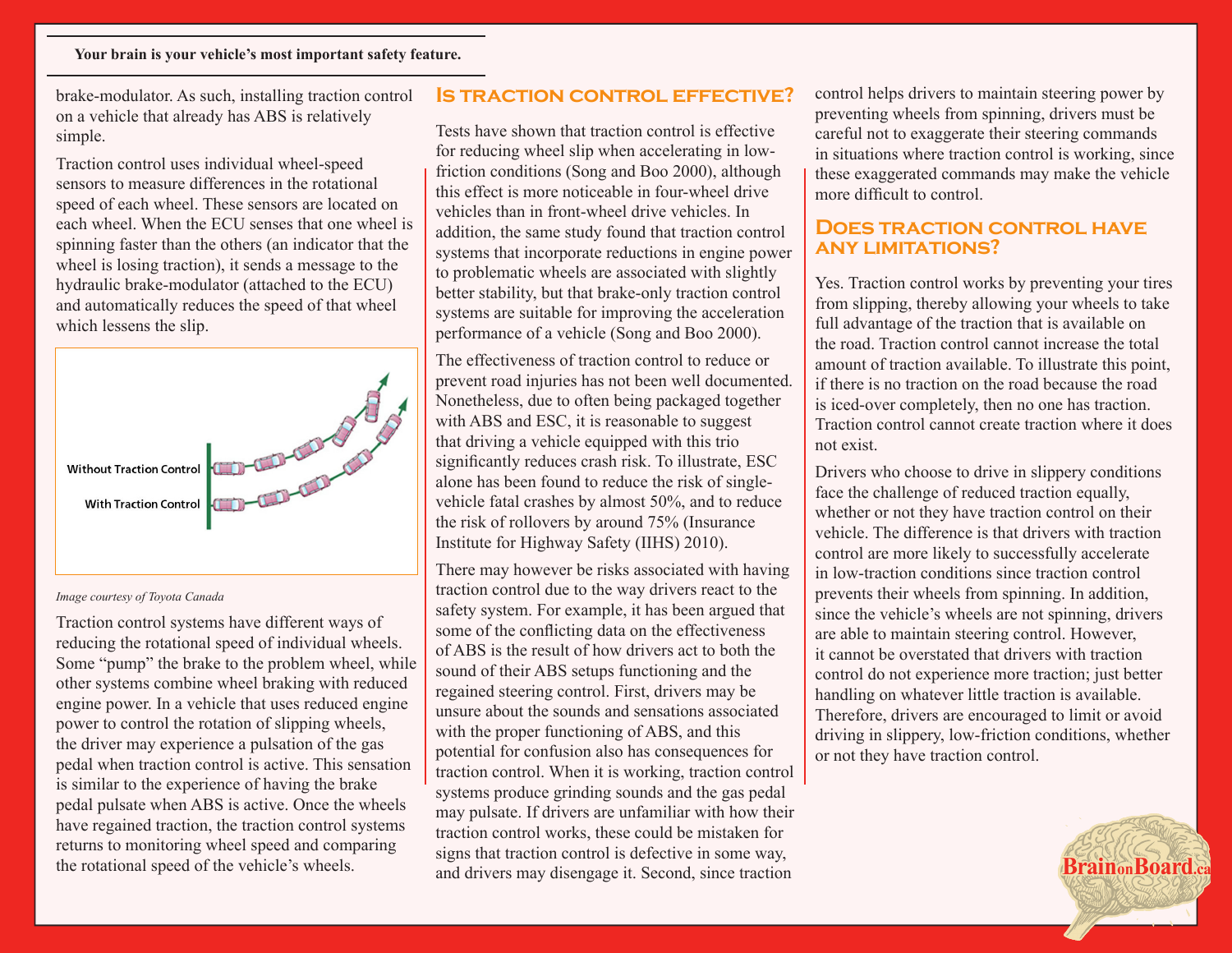brake-modulator. As such, installing traction control on a vehicle that already has ABS is relatively simple.

Traction control uses individual wheel-speed sensors to measure differences in the rotational speed of each wheel. These sensors are located on each wheel. When the ECU senses that one wheel is spinning faster than the others (an indicator that the wheel is losing traction), it sends a message to the hydraulic brake-modulator (attached to the ECU) and automatically reduces the speed of that wheel which lessens the slip.

Without Traction Control

With Traction Control

*Image courtesy of Toyota Canada*

Traction control systems have different ways of reducing the rotational speed of individual wheels. Some "pump" the brake to the problem wheel, while other systems combine wheel braking with reduced engine power. In a vehicle that uses reduced engine power to control the rotation of slipping wheels, the driver may experience a pulsation of the gas pedal when traction control is active. This sensation is similar to the experience of having the brake pedal pulsate when ABS is active. Once the wheels have regained traction, the traction control systems returns to monitoring wheel speed and comparing the rotational speed of the vehicle's wheels.

## Is traction control effective?

Tests have shown that traction control is effective for reducing wheel slip when accelerating in low-friction conditions (Song and Boo 2000), although this effect is more noticeable in four-wheel drive vehicles than in front-wheel drive vehicles. In addition, the same study found that traction control systems that incorporate reductions in engine power to problematic wheels are associated with slightly better stability, but that brake-only traction control systems are suitable for improving the acceleration performance of a vehicle (Song and Boo 2000).

The effectiveness of traction control to reduce or prevent road injuries has not been well documented. Nonetheless, due to often being packaged together with ABS and ESC, it is reasonable to suggest that driving a vehicle equipped with this trio significantly reduces crash risk. To illustrate, ESC alone has been found to reduce the risk of single-vehicle fatal crashes by almost 50%, and to reduce the risk of rollovers by around 75% (Insurance Institute for Highway Safety (IIHS) 2010).

There may however be risks associated with having traction control due to the way drivers react to the safety system. For example, it has been argued that some of the conflicting data on the effectiveness of ABS is the result of how drivers act to both the sound of their ABS setups functioning and the regained steering control. First, drivers may be unsure about the sounds and sensations associated with the proper functioning of ABS, and this potential for confusion also has consequences for traction control. When it is working, traction control systems produce grinding sounds and the gas pedal may pulsate. If drivers are unfamiliar with how their traction control works, these could be mistaken for signs that traction control is defective in some way, and drivers may disengage it. Second, since traction control helps drivers to maintain steering power by preventing wheels from spinning, drivers must be careful not to exaggerate their steering commands in situations where traction control is working, since these exaggerated commands may make the vehicle more difficult to control.

## Does traction control have any limitations?

Yes. Traction control works by preventing your tires from slipping, thereby allowing your wheels to take full advantage of the traction that is available on the road. Traction control cannot increase the total amount of traction available. To illustrate this point, if there is no traction on the road because the road is iced-over completely, then no one has traction. Traction control cannot create traction where it does not exist.

Drivers who choose to drive in slippery conditions face the challenge of reduced traction equally, whether or not they have traction control on their vehicle. The difference is that drivers with traction control are more likely to successfully accelerate in low-traction conditions since traction control prevents their wheels from spinning. In addition, since the vehicle's wheels are not spinning, drivers are able to maintain steering control. However, it cannot be overstated that drivers with traction control do not experience more traction; just better handling on whatever little traction is available. Therefore, drivers are encouraged to limit or avoid driving in slippery, low-friction conditions, whether or not they have traction control.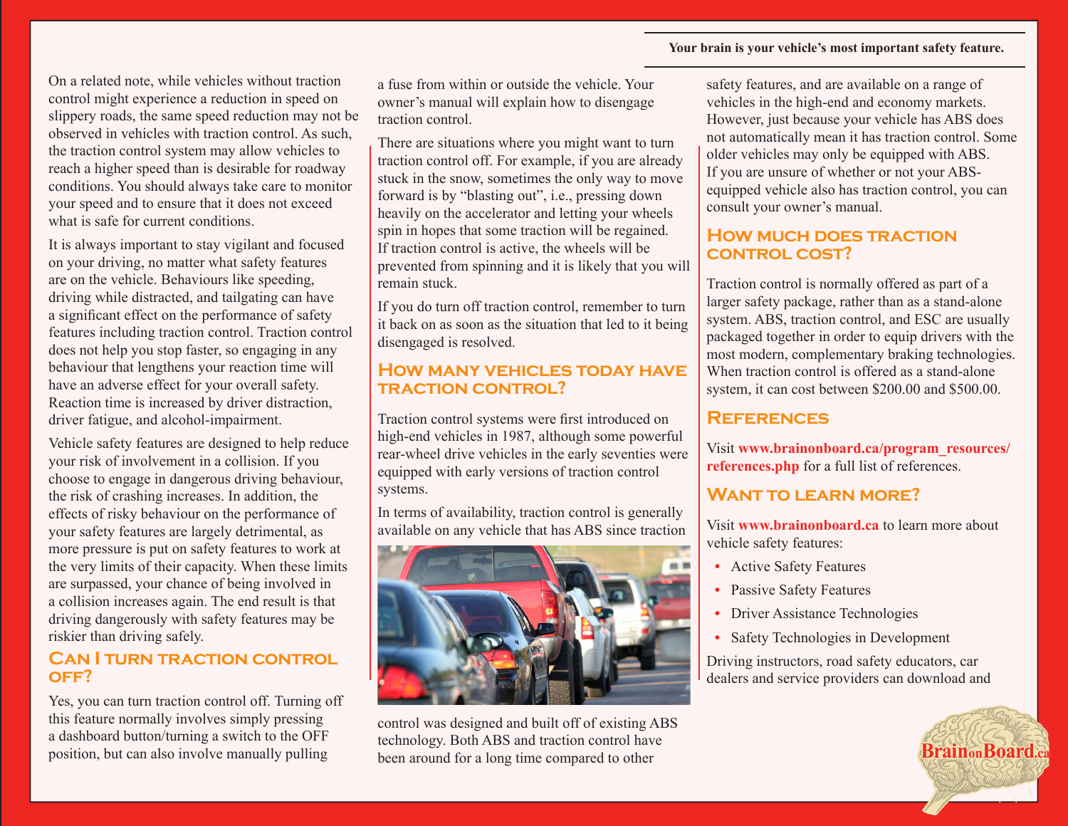On a related note, while vehicles without traction control might experience a reduction in speed on slippery roads, the same speed reduction may not be observed in vehicles with traction control. As such, the traction control system may allow vehicles to reach a higher speed than is desirable for roadway conditions. You should always take care to monitor your speed and to ensure that it does not exceed what is safe for current conditions.

It is always important to stay vigilant and focused on your driving, no matter what safety features are on the vehicle. Behaviours like speeding, driving while distracted, and tailgating can have a significant effect on the performance of safety features including traction control. Traction control does not help you stop faster, so engaging in any behaviour that lengthens your reaction time will have an adverse effect for your overall safety. Reaction time is increased by driver distraction, driver fatigue, and alcohol-impairment.

Vehicle safety features are designed to help reduce your risk of involvement in a collision. If you choose to engage in dangerous driving behaviour, the risk of crashing increases. In addition, the effects of risky behaviour on the performance of your safety features are largely detrimental, as more pressure is put on safety features to work at the very limits of their capacity. When these limits are surpassed, your chance of being involved in a collision increases again. The end result is that driving dangerously with safety features may be riskier than driving safely.

## Can I turn traction control off?

Yes, you can turn traction control off. Turning off this feature normally involves simply pressing a dashboard button/turning a switch to the OFF position, but can also involve manually pulling a fuse from within or outside the vehicle. Your owner's manual will explain how to disengage traction control.

There are situations where you might want to turn traction control off. For example, if you are already stuck in the snow, sometimes the only way to move forward is by "blasting out", i.e., pressing down heavily on the accelerator and letting your wheels spin in hopes that some traction will be regained. If traction control is active, the wheels will be prevented from spinning and it is likely that you will remain stuck.

If you do turn off traction control, remember to turn it back on as soon as the situation that led to it being disengaged is resolved.

## How many vehicles today have traction control?

Traction control systems were first introduced on high-end vehicles in 1987, although some powerful rear-wheel drive vehicles in the early seventies were equipped with early versions of traction control systems.

In terms of availability, traction control is generally available on any vehicle that has ABS since traction control was designed and built off of existing ABS technology. Both ABS and traction control have been around for a long time compared to other safety features, and are available on a range of vehicles in the high-end and economy markets. However, just because your vehicle has ABS does not automatically mean it has traction control. Some older vehicles may only be equipped with ABS. If you are unsure of whether or not your ABS-equipped vehicle also has traction control, you can consult your owner's manual.

## How much does traction control cost?

Traction control is normally offered as part of a larger safety package, rather than as a stand-alone system. ABS, traction control, and ESC are usually packaged together in order to equip drivers with the most modern, complementary braking technologies. When traction control is offered as a stand-alone system, it can cost between $200.00 and $500.00.

## References

Visit **www.brainonboard.ca/program_resources/references.php** for a full list of references.

## Want to learn more?

Visit **www.brainonboard.ca** to learn more about vehicle safety features:

- Active Safety Features
- Passive Safety Features
- Driver Assistance Technologies
- Safety Technologies in Development

Driving instructors, road safety educators, car dealers and service providers can download and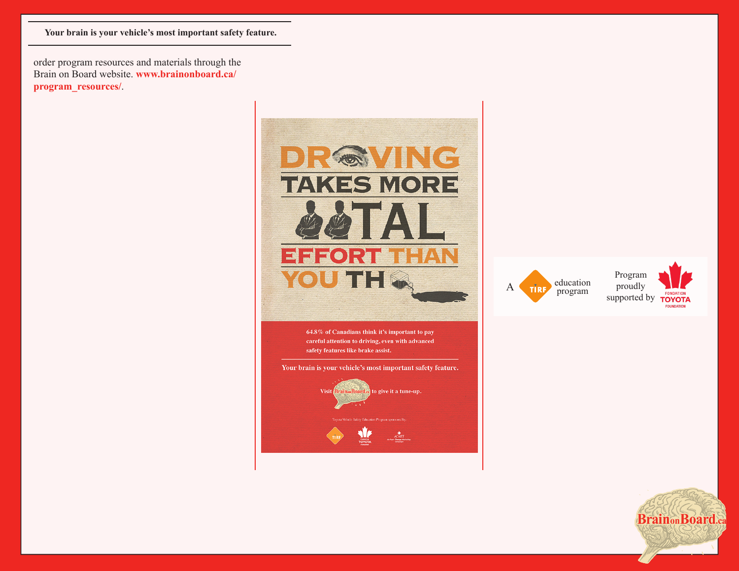**Your brain is your vehicle's most important safety feature.**

order program resources and materials through the Brain on Board website. **www.brainonboard.ca/program_resources/**.

DRIVING TAKES MORE TAL EFFORT THAN YOU TH

64.8% of Canadians think it's important to pay careful attention to driving, even with advanced safety features like brake assist.

Your brain is your vehicle's most important safety feature.

Visit BrainonBoard.ca to give it a tune-up.

Toyota Vehicle Safety Education Program sponsored by:

A TIRF education program

Program proudly supported by FONDATION TOYOTA FOUNDATION

BrainonBoard.ca